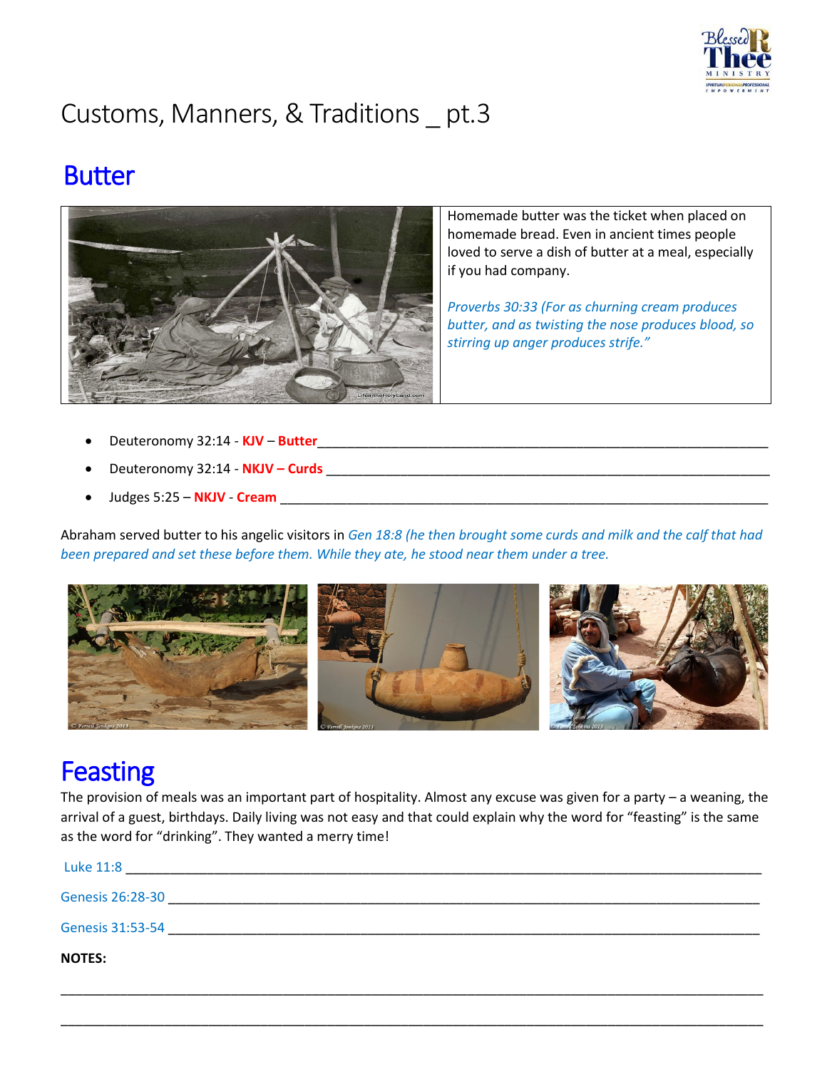# Customs, Manners, & Traditions _ pt.3

## Butter

Homemade butter was the ticket when placed on homemade bread. Even in ancient times people loved to serve a dish of butter at a meal, especially if you had company.

*Proverbs 30:33 (For as churning cream produces butter, and as twisting the nose produces blood, so stirring up anger produces strife."*

- Deuteronomy 32:14 - **KJV** – **Butter**\_\_\_\_\_\_\_\_\_\_\_\_\_\_\_\_\_\_\_\_\_\_\_\_\_\_\_\_\_\_\_\_\_\_\_\_\_\_\_\_\_\_\_\_\_\_\_\_\_\_\_\_\_\_\_\_\_\_\_\_\_\_
- Deuteronomy 32:14 - **NKJV – Curds** \_\_\_\_\_\_\_\_\_\_\_\_\_\_\_\_\_\_\_\_\_\_\_\_\_\_\_\_\_\_\_\_\_\_\_\_\_\_\_\_\_\_\_\_\_\_\_\_\_\_\_\_\_\_\_\_\_\_\_\_
- Judges 5:25 – **NKJV** - **Cream** \_\_\_\_\_\_\_\_\_\_\_\_\_\_\_\_\_\_\_\_\_\_\_\_\_\_\_\_\_\_\_\_\_\_\_\_\_\_\_\_\_\_\_\_\_\_\_\_\_\_\_\_\_\_\_\_\_\_\_\_\_\_\_\_

Abraham served butter to his angelic visitors in *Gen 18:8 (he then brought some curds and milk and the calf that had been prepared and set these before them. While they ate, he stood near them under a tree.*

# Feasting

The provision of meals was an important part of hospitality. Almost any excuse was given for a party – a weaning, the arrival of a guest, birthdays. Daily living was not easy and that could explain why the word for "feasting" is the same as the word for "drinking". They wanted a merry time!

Luke 11:8 \_\_\_\_\_\_\_\_\_\_\_\_\_\_\_\_\_\_\_\_\_\_\_\_\_\_\_\_\_\_\_\_\_\_\_\_\_\_\_\_\_\_\_\_\_\_\_\_\_\_\_\_\_\_\_\_\_\_\_\_\_\_\_\_\_\_\_\_\_\_\_\_\_\_\_\_\_\_\_\_

Genesis 26:28-30 \_\_\_\_\_\_\_\_\_\_\_\_\_\_\_\_\_\_\_\_\_\_\_\_\_\_\_\_\_\_\_\_\_\_\_\_\_\_\_\_\_\_\_\_\_\_\_\_\_\_\_\_\_\_\_\_\_\_\_\_\_\_\_\_\_\_\_\_\_\_\_\_\_\_

Genesis 31:53-54 \_\_\_\_\_\_\_\_\_\_\_\_\_\_\_\_\_\_\_\_\_\_\_\_\_\_\_\_\_\_\_\_\_\_\_\_\_\_\_\_\_\_\_\_\_\_\_\_\_\_\_\_\_\_\_\_\_\_\_\_\_\_\_\_\_\_\_\_\_\_\_\_\_\_

**NOTES:**

\_\_\_\_\_\_\_\_\_\_\_\_\_\_\_\_\_\_\_\_\_\_\_\_\_\_\_\_\_\_\_\_\_\_\_\_\_\_\_\_\_\_\_\_\_\_\_\_\_\_\_\_\_\_\_\_\_\_\_\_\_\_\_\_\_\_\_\_\_\_\_\_\_\_\_\_\_\_\_\_\_\_\_\_\_\_

\_\_\_\_\_\_\_\_\_\_\_\_\_\_\_\_\_\_\_\_\_\_\_\_\_\_\_\_\_\_\_\_\_\_\_\_\_\_\_\_\_\_\_\_\_\_\_\_\_\_\_\_\_\_\_\_\_\_\_\_\_\_\_\_\_\_\_\_\_\_\_\_\_\_\_\_\_\_\_\_\_\_\_\_\_\_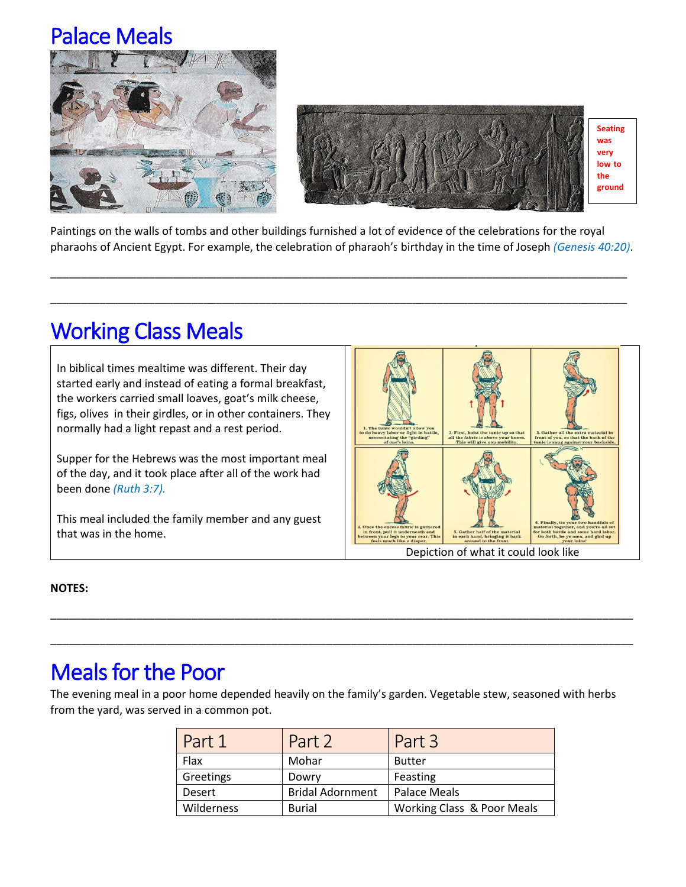# Palace Meals

Seating was very low to the ground

Paintings on the walls of tombs and other buildings furnished a lot of evidence of the celebrations for the royal pharaohs of Ancient Egypt. For example, the celebration of pharaoh's birthday in the time of Joseph *(Genesis 40:20)*.

______________________________________________________________________________________

______________________________________________________________________________________

# Working Class Meals

In biblical times mealtime was different. Their day started early and instead of eating a formal breakfast, the workers carried small loaves, goat's milk cheese, figs, olives in their girdles, or in other containers. They normally had a light repast and a rest period.

Supper for the Hebrews was the most important meal of the day, and it took place after all of the work had been done *(Ruth 3:7)*.

This meal included the family member and any guest that was in the home.

1. The tunic wouldn't allow you to do heavy labor or fight in battle, necessitating the "girding" of one's loins.
2. First, hoist the tunic up so that all the fabric is above your knees. This will give you mobility.
3. Gather all the extra material in front of you, so that the back of the tunic is snug against your backside.
4. Once the excess fabric is gathered in front, pull it underneath and between your legs to your rear. This feels much like a diaper.
5. Gather half of the material in each hand, bringing it back around to the front.
6. Finally, tie your two handfuls of material together, and you're all set for both battle and some hard labor. Go forth, be ye men, and gird up your loins!

Depiction of what it could look like

**NOTES:**

______________________________________________________________________________________

______________________________________________________________________________________

# Meals for the Poor

The evening meal in a poor home depended heavily on the family's garden. Vegetable stew, seasoned with herbs from the yard, was served in a common pot.

| Part 1 | Part 2 | Part 3 |
|---|---|---|
| Flax | Mohar | Butter |
| Greetings | Dowry | Feasting |
| Desert | Bridal Adornment | Palace Meals |
| Wilderness | Burial | Working Class & Poor Meals |